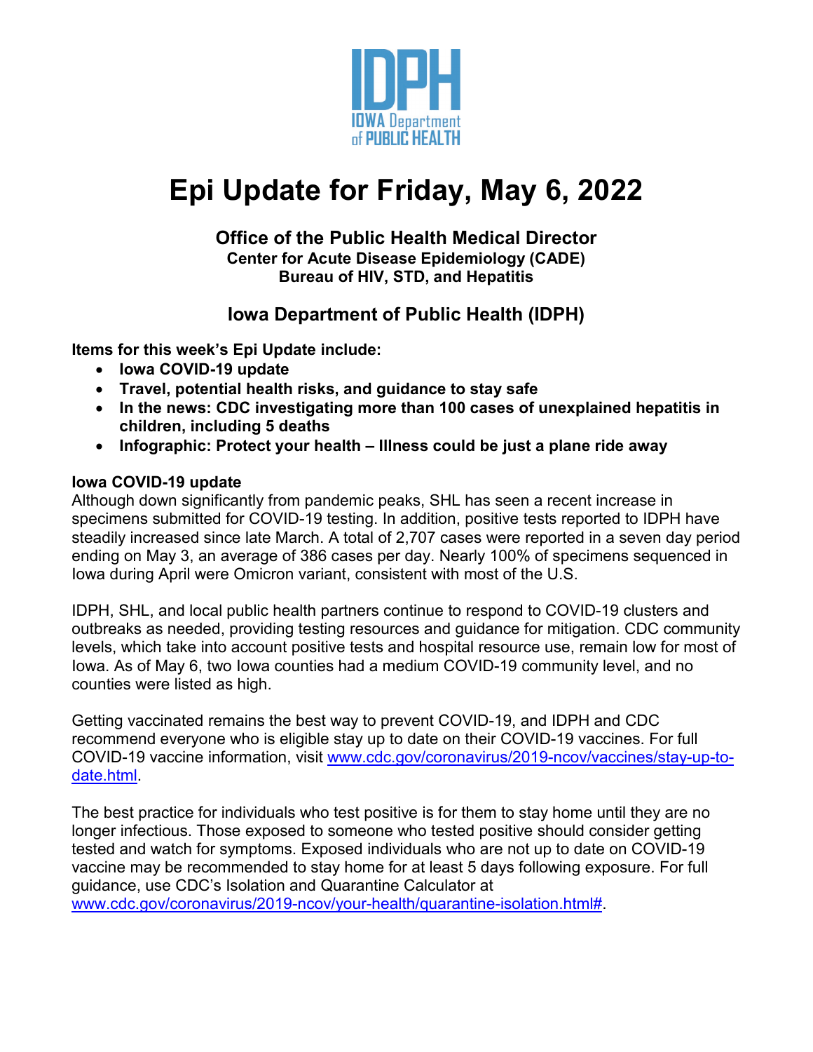IDPH
IOWA Department of PUBLIC HEALTH

# Epi Update for Friday, May 6, 2022

### Office of the Public Health Medical Director
**Center for Acute Disease Epidemiology (CADE)**
**Bureau of HIV, STD, and Hepatitis**

### Iowa Department of Public Health (IDPH)

**Items for this week's Epi Update include:**

- **Iowa COVID-19 update**
- **Travel, potential health risks, and guidance to stay safe**
- **In the news: CDC investigating more than 100 cases of unexplained hepatitis in children, including 5 deaths**
- **Infographic: Protect your health – Illness could be just a plane ride away**

**Iowa COVID-19 update**

Although down significantly from pandemic peaks, SHL has seen a recent increase in specimens submitted for COVID-19 testing. In addition, positive tests reported to IDPH have steadily increased since late March. A total of 2,707 cases were reported in a seven day period ending on May 3, an average of 386 cases per day. Nearly 100% of specimens sequenced in Iowa during April were Omicron variant, consistent with most of the U.S.

IDPH, SHL, and local public health partners continue to respond to COVID-19 clusters and outbreaks as needed, providing testing resources and guidance for mitigation. CDC community levels, which take into account positive tests and hospital resource use, remain low for most of Iowa. As of May 6, two Iowa counties had a medium COVID-19 community level, and no counties were listed as high.

Getting vaccinated remains the best way to prevent COVID-19, and IDPH and CDC recommend everyone who is eligible stay up to date on their COVID-19 vaccines. For full COVID-19 vaccine information, visit [www.cdc.gov/coronavirus/2019-ncov/vaccines/stay-up-to-date.html](www.cdc.gov/coronavirus/2019-ncov/vaccines/stay-up-to-date.html).

The best practice for individuals who test positive is for them to stay home until they are no longer infectious. Those exposed to someone who tested positive should consider getting tested and watch for symptoms. Exposed individuals who are not up to date on COVID-19 vaccine may be recommended to stay home for at least 5 days following exposure. For full guidance, use CDC's Isolation and Quarantine Calculator at [www.cdc.gov/coronavirus/2019-ncov/your-health/quarantine-isolation.html#](www.cdc.gov/coronavirus/2019-ncov/your-health/quarantine-isolation.html#).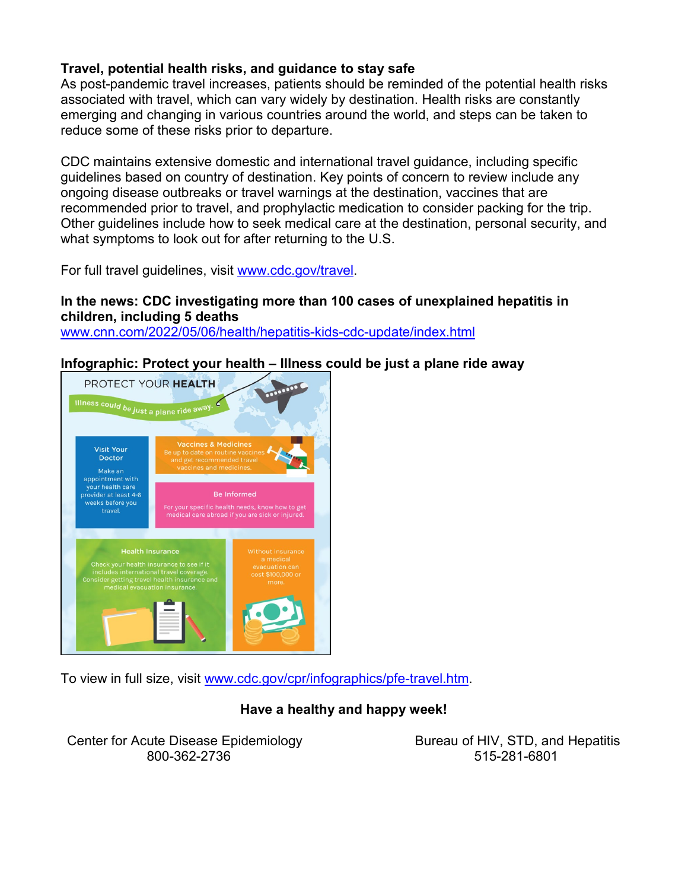**Travel, potential health risks, and guidance to stay safe**

As post-pandemic travel increases, patients should be reminded of the potential health risks associated with travel, which can vary widely by destination. Health risks are constantly emerging and changing in various countries around the world, and steps can be taken to reduce some of these risks prior to departure.

CDC maintains extensive domestic and international travel guidance, including specific guidelines based on country of destination. Key points of concern to review include any ongoing disease outbreaks or travel warnings at the destination, vaccines that are recommended prior to travel, and prophylactic medication to consider packing for the trip. Other guidelines include how to seek medical care at the destination, personal security, and what symptoms to look out for after returning to the U.S.

For full travel guidelines, visit www.cdc.gov/travel.

**In the news: CDC investigating more than 100 cases of unexplained hepatitis in children, including 5 deaths**

www.cnn.com/2022/05/06/health/hepatitis-kids-cdc-update/index.html

**Infographic: Protect your health – Illness could be just a plane ride away**

PROTECT YOUR HEALTH

Illness could be just a plane ride away.

Visit Your Doctor

Make an appointment with your health care provider at least 4-6 weeks before you travel.

Vaccines & Medicines

Be up to date on routine vaccines and get recommended travel vaccines and medicines.

Be Informed

For your specific health needs, know how to get medical care abroad if you are sick or injured.

Health Insurance

Check your health insurance to see if it includes international travel coverage. Consider getting travel health insurance and medical evacuation insurance.

Without insurance a medical evacuation can cost $100,000 or more.

To view in full size, visit www.cdc.gov/cpr/infographics/pfe-travel.htm.

**Have a healthy and happy week!**

Center for Acute Disease Epidemiology
800-362-2736

Bureau of HIV, STD, and Hepatitis
515-281-6801